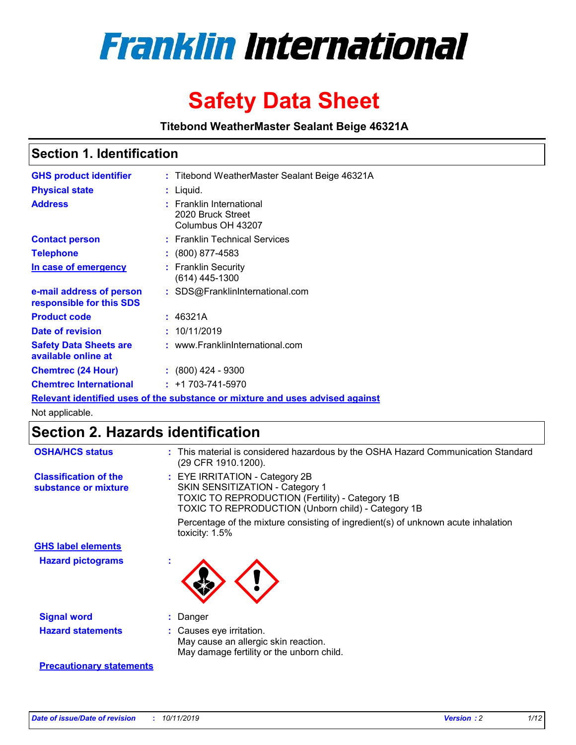# Franklin International

# Safety Data Sheet

**Titebond WeatherMaster Sealant Beige 46321A**

## Section 1. Identification

| | | |
|---|---|---|
| **GHS product identifier** | : | Titebond WeatherMaster Sealant Beige 46321A |
| **Physical state** | : | Liquid. |
| **Address** | : | Franklin International<br>2020 Bruck Street<br>Columbus OH 43207 |
| **Contact person** | : | Franklin Technical Services |
| **Telephone** | : | (800) 877-4583 |
| **In case of emergency** | : | Franklin Security<br>(614) 445-1300 |
| **e-mail address of person responsible for this SDS** | : | SDS@FranklinInternational.com |
| **Product code** | : | 46321A |
| **Date of revision** | : | 10/11/2019 |
| **Safety Data Sheets are available online at** | : | www.FranklinInternational.com |
| **Chemtrec (24 Hour)** | : | (800) 424 - 9300 |
| **Chemtrec International** | : | +1 703-741-5970 |

**Relevant identified uses of the substance or mixture and uses advised against**

Not applicable.

## Section 2. Hazards identification

| | | |
|---|---|---|
| **OSHA/HCS status** | : | This material is considered hazardous by the OSHA Hazard Communication Standard (29 CFR 1910.1200). |
| **Classification of the substance or mixture** | : | EYE IRRITATION - Category 2B<br>SKIN SENSITIZATION - Category 1<br>TOXIC TO REPRODUCTION (Fertility) - Category 1B<br>TOXIC TO REPRODUCTION (Unborn child) - Category 1B |
| | | Percentage of the mixture consisting of ingredient(s) of unknown acute inhalation toxicity: 1.5% |

**GHS label elements**

| | | |
|---|---|---|
| **Hazard pictograms** | : | |
| **Signal word** | : | Danger |
| **Hazard statements** | : | Causes eye irritation.<br>May cause an allergic skin reaction.<br>May damage fertility or the unborn child. |

**Precautionary statements**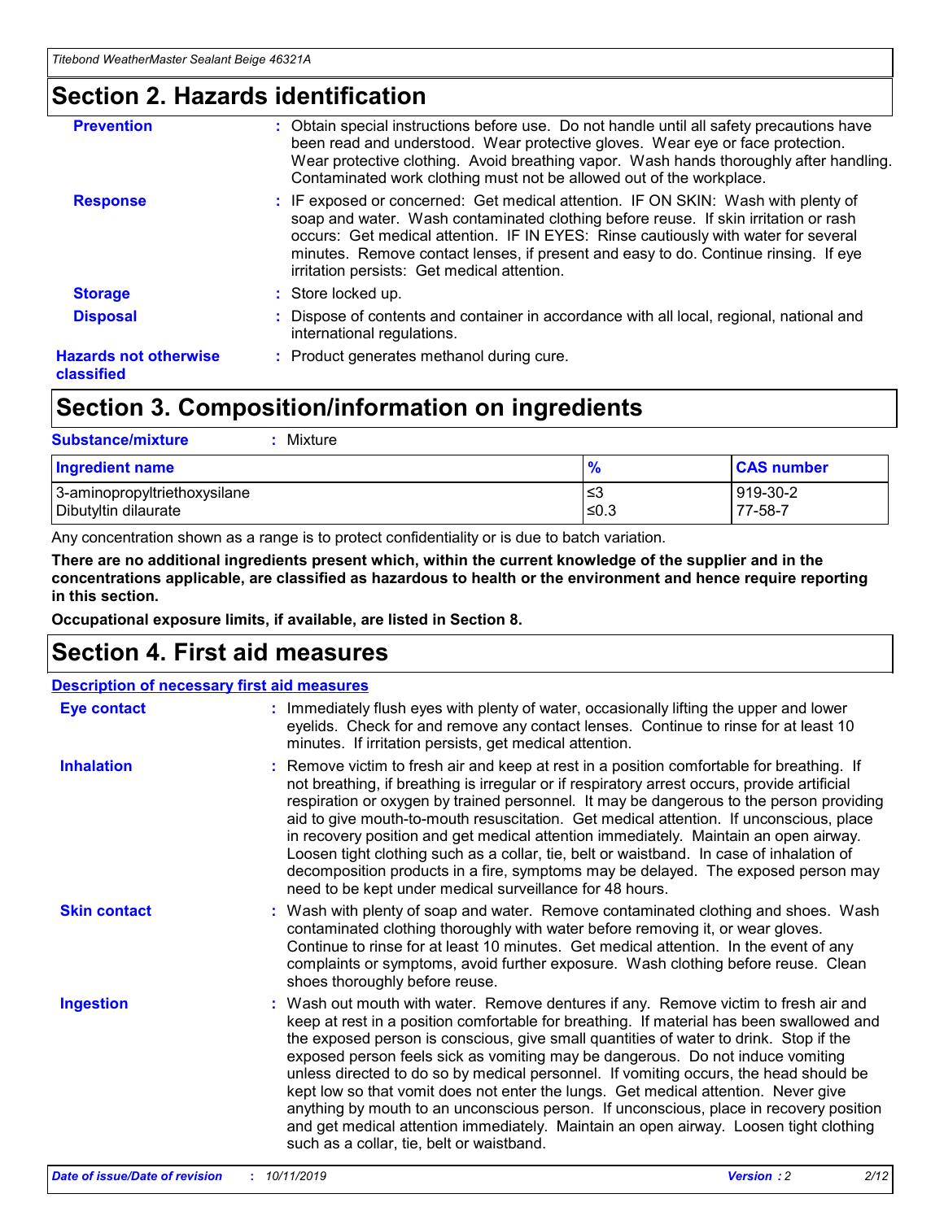## Section 2. Hazards identification

**Prevention** : Obtain special instructions before use. Do not handle until all safety precautions have been read and understood. Wear protective gloves. Wear eye or face protection. Wear protective clothing. Avoid breathing vapor. Wash hands thoroughly after handling. Contaminated work clothing must not be allowed out of the workplace.

**Response** : IF exposed or concerned: Get medical attention. IF ON SKIN: Wash with plenty of soap and water. Wash contaminated clothing before reuse. If skin irritation or rash occurs: Get medical attention. IF IN EYES: Rinse cautiously with water for several minutes. Remove contact lenses, if present and easy to do. Continue rinsing. If eye irritation persists: Get medical attention.

**Storage** : Store locked up.

**Disposal** : Dispose of contents and container in accordance with all local, regional, national and international regulations.

**Hazards not otherwise classified** : Product generates methanol during cure.

## Section 3. Composition/information on ingredients

**Substance/mixture** : Mixture

| Ingredient name | % | CAS number |
|---|---|---|
| 3-aminopropyltriethoxysilane | ≤3 | 919-30-2 |
| Dibutyltin dilaurate | ≤0.3 | 77-58-7 |

Any concentration shown as a range is to protect confidentiality or is due to batch variation.

**There are no additional ingredients present which, within the current knowledge of the supplier and in the concentrations applicable, are classified as hazardous to health or the environment and hence require reporting in this section.**

**Occupational exposure limits, if available, are listed in Section 8.**

## Section 4. First aid measures

**Description of necessary first aid measures**

**Eye contact** : Immediately flush eyes with plenty of water, occasionally lifting the upper and lower eyelids. Check for and remove any contact lenses. Continue to rinse for at least 10 minutes. If irritation persists, get medical attention.

**Inhalation** : Remove victim to fresh air and keep at rest in a position comfortable for breathing. If not breathing, if breathing is irregular or if respiratory arrest occurs, provide artificial respiration or oxygen by trained personnel. It may be dangerous to the person providing aid to give mouth-to-mouth resuscitation. Get medical attention. If unconscious, place in recovery position and get medical attention immediately. Maintain an open airway. Loosen tight clothing such as a collar, tie, belt or waistband. In case of inhalation of decomposition products in a fire, symptoms may be delayed. The exposed person may need to be kept under medical surveillance for 48 hours.

**Skin contact** : Wash with plenty of soap and water. Remove contaminated clothing and shoes. Wash contaminated clothing thoroughly with water before removing it, or wear gloves. Continue to rinse for at least 10 minutes. Get medical attention. In the event of any complaints or symptoms, avoid further exposure. Wash clothing before reuse. Clean shoes thoroughly before reuse.

**Ingestion** : Wash out mouth with water. Remove dentures if any. Remove victim to fresh air and keep at rest in a position comfortable for breathing. If material has been swallowed and the exposed person is conscious, give small quantities of water to drink. Stop if the exposed person feels sick as vomiting may be dangerous. Do not induce vomiting unless directed to do so by medical personnel. If vomiting occurs, the head should be kept low so that vomit does not enter the lungs. Get medical attention. Never give anything by mouth to an unconscious person. If unconscious, place in recovery position and get medical attention immediately. Maintain an open airway. Loosen tight clothing such as a collar, tie, belt or waistband.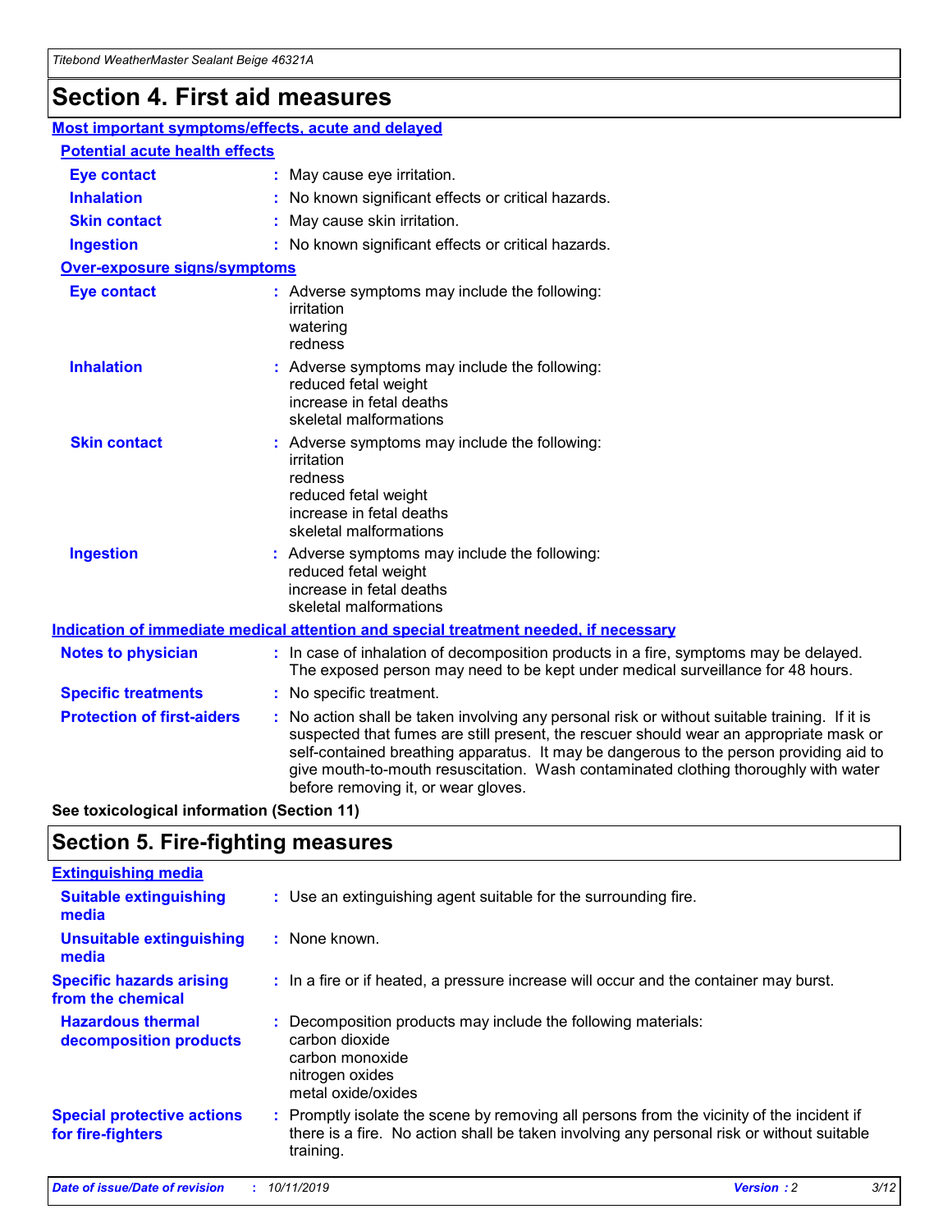# Section 4. First aid measures

## Most important symptoms/effects, acute and delayed

### Potential acute health effects

**Eye contact** : May cause eye irritation.

**Inhalation** : No known significant effects or critical hazards.

**Skin contact** : May cause skin irritation.

**Ingestion** : No known significant effects or critical hazards.

### Over-exposure signs/symptoms

**Eye contact** : Adverse symptoms may include the following:
irritation
watering
redness

**Inhalation** : Adverse symptoms may include the following:
reduced fetal weight
increase in fetal deaths
skeletal malformations

**Skin contact** : Adverse symptoms may include the following:
irritation
redness
reduced fetal weight
increase in fetal deaths
skeletal malformations

**Ingestion** : Adverse symptoms may include the following:
reduced fetal weight
increase in fetal deaths
skeletal malformations

## Indication of immediate medical attention and special treatment needed, if necessary

**Notes to physician** : In case of inhalation of decomposition products in a fire, symptoms may be delayed. The exposed person may need to be kept under medical surveillance for 48 hours.

**Specific treatments** : No specific treatment.

**Protection of first-aiders** : No action shall be taken involving any personal risk or without suitable training. If it is suspected that fumes are still present, the rescuer should wear an appropriate mask or self-contained breathing apparatus. It may be dangerous to the person providing aid to give mouth-to-mouth resuscitation. Wash contaminated clothing thoroughly with water before removing it, or wear gloves.

**See toxicological information (Section 11)**

# Section 5. Fire-fighting measures

## Extinguishing media

**Suitable extinguishing media** : Use an extinguishing agent suitable for the surrounding fire.

**Unsuitable extinguishing media** : None known.

**Specific hazards arising from the chemical** : In a fire or if heated, a pressure increase will occur and the container may burst.

**Hazardous thermal decomposition products** : Decomposition products may include the following materials:
carbon dioxide
carbon monoxide
nitrogen oxides
metal oxide/oxides

**Special protective actions for fire-fighters** : Promptly isolate the scene by removing all persons from the vicinity of the incident if there is a fire. No action shall be taken involving any personal risk or without suitable training.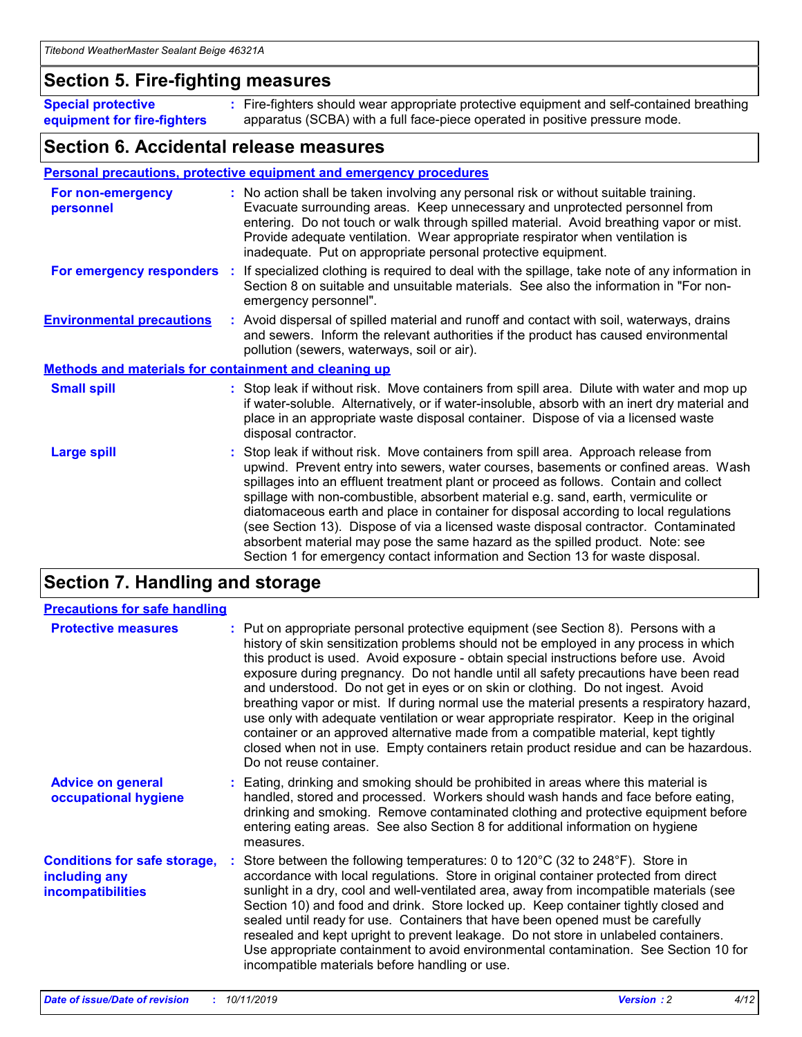## Section 5. Fire-fighting measures

| | |
|---|---|
| **Special protective equipment for fire-fighters** | Fire-fighters should wear appropriate protective equipment and self-contained breathing apparatus (SCBA) with a full face-piece operated in positive pressure mode. |

## Section 6. Accidental release measures

### Personal precautions, protective equipment and emergency procedures

| | |
|---|---|
| **For non-emergency personnel** | No action shall be taken involving any personal risk or without suitable training. Evacuate surrounding areas. Keep unnecessary and unprotected personnel from entering. Do not touch or walk through spilled material. Avoid breathing vapor or mist. Provide adequate ventilation. Wear appropriate respirator when ventilation is inadequate. Put on appropriate personal protective equipment. |
| **For emergency responders** | If specialized clothing is required to deal with the spillage, take note of any information in Section 8 on suitable and unsuitable materials. See also the information in "For non-emergency personnel". |
| **Environmental precautions** | Avoid dispersal of spilled material and runoff and contact with soil, waterways, drains and sewers. Inform the relevant authorities if the product has caused environmental pollution (sewers, waterways, soil or air). |

### Methods and materials for containment and cleaning up

| | |
|---|---|
| **Small spill** | Stop leak if without risk. Move containers from spill area. Dilute with water and mop up if water-soluble. Alternatively, or if water-insoluble, absorb with an inert dry material and place in an appropriate waste disposal container. Dispose of via a licensed waste disposal contractor. |
| **Large spill** | Stop leak if without risk. Move containers from spill area. Approach release from upwind. Prevent entry into sewers, water courses, basements or confined areas. Wash spillages into an effluent treatment plant or proceed as follows. Contain and collect spillage with non-combustible, absorbent material e.g. sand, earth, vermiculite or diatomaceous earth and place in container for disposal according to local regulations (see Section 13). Dispose of via a licensed waste disposal contractor. Contaminated absorbent material may pose the same hazard as the spilled product. Note: see Section 1 for emergency contact information and Section 13 for waste disposal. |

## Section 7. Handling and storage

### Precautions for safe handling

| | |
|---|---|
| **Protective measures** | Put on appropriate personal protective equipment (see Section 8). Persons with a history of skin sensitization problems should not be employed in any process in which this product is used. Avoid exposure - obtain special instructions before use. Avoid exposure during pregnancy. Do not handle until all safety precautions have been read and understood. Do not get in eyes or on skin or clothing. Do not ingest. Avoid breathing vapor or mist. If during normal use the material presents a respiratory hazard, use only with adequate ventilation or wear appropriate respirator. Keep in the original container or an approved alternative made from a compatible material, kept tightly closed when not in use. Empty containers retain product residue and can be hazardous. Do not reuse container. |
| **Advice on general occupational hygiene** | Eating, drinking and smoking should be prohibited in areas where this material is handled, stored and processed. Workers should wash hands and face before eating, drinking and smoking. Remove contaminated clothing and protective equipment before entering eating areas. See also Section 8 for additional information on hygiene measures. |
| **Conditions for safe storage, including any incompatibilities** | Store between the following temperatures: 0 to 120°C (32 to 248°F). Store in accordance with local regulations. Store in original container protected from direct sunlight in a dry, cool and well-ventilated area, away from incompatible materials (see Section 10) and food and drink. Store locked up. Keep container tightly closed and sealed until ready for use. Containers that have been opened must be carefully resealed and kept upright to prevent leakage. Do not store in unlabeled containers. Use appropriate containment to avoid environmental contamination. See Section 10 for incompatible materials before handling or use. |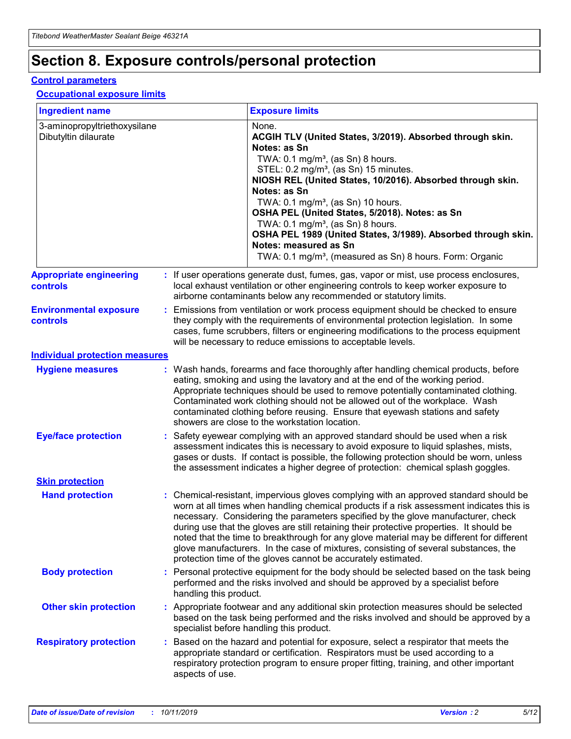# Section 8. Exposure controls/personal protection

## Control parameters

### Occupational exposure limits

| Ingredient name | Exposure limits |
|---|---|
| 3-aminopropyltriethoxysilane<br>Dibutyltin dilaurate | None.<br>**ACGIH TLV (United States, 3/2019). Absorbed through skin. Notes: as Sn**<br>TWA: 0.1 mg/m³, (as Sn) 8 hours.<br>STEL: 0.2 mg/m³, (as Sn) 15 minutes.<br>**NIOSH REL (United States, 10/2016). Absorbed through skin. Notes: as Sn**<br>TWA: 0.1 mg/m³, (as Sn) 10 hours.<br>**OSHA PEL (United States, 5/2018). Notes: as Sn**<br>TWA: 0.1 mg/m³, (as Sn) 8 hours.<br>**OSHA PEL 1989 (United States, 3/1989). Absorbed through skin. Notes: measured as Sn**<br>TWA: 0.1 mg/m³, (measured as Sn) 8 hours. Form: Organic |

**Appropriate engineering controls** : If user operations generate dust, fumes, gas, vapor or mist, use process enclosures, local exhaust ventilation or other engineering controls to keep worker exposure to airborne contaminants below any recommended or statutory limits.

**Environmental exposure controls** : Emissions from ventilation or work process equipment should be checked to ensure they comply with the requirements of environmental protection legislation. In some cases, fume scrubbers, filters or engineering modifications to the process equipment will be necessary to reduce emissions to acceptable levels.

## Individual protection measures

**Hygiene measures** : Wash hands, forearms and face thoroughly after handling chemical products, before eating, smoking and using the lavatory and at the end of the working period. Appropriate techniques should be used to remove potentially contaminated clothing. Contaminated work clothing should not be allowed out of the workplace. Wash contaminated clothing before reusing. Ensure that eyewash stations and safety showers are close to the workstation location.

**Eye/face protection** : Safety eyewear complying with an approved standard should be used when a risk assessment indicates this is necessary to avoid exposure to liquid splashes, mists, gases or dusts. If contact is possible, the following protection should be worn, unless the assessment indicates a higher degree of protection: chemical splash goggles.

### Skin protection

**Hand protection** : Chemical-resistant, impervious gloves complying with an approved standard should be worn at all times when handling chemical products if a risk assessment indicates this is necessary. Considering the parameters specified by the glove manufacturer, check during use that the gloves are still retaining their protective properties. It should be noted that the time to breakthrough for any glove material may be different for different glove manufacturers. In the case of mixtures, consisting of several substances, the protection time of the gloves cannot be accurately estimated.

**Body protection** : Personal protective equipment for the body should be selected based on the task being performed and the risks involved and should be approved by a specialist before handling this product.

**Other skin protection** : Appropriate footwear and any additional skin protection measures should be selected based on the task being performed and the risks involved and should be approved by a specialist before handling this product.

**Respiratory protection** : Based on the hazard and potential for exposure, select a respirator that meets the appropriate standard or certification. Respirators must be used according to a respiratory protection program to ensure proper fitting, training, and other important aspects of use.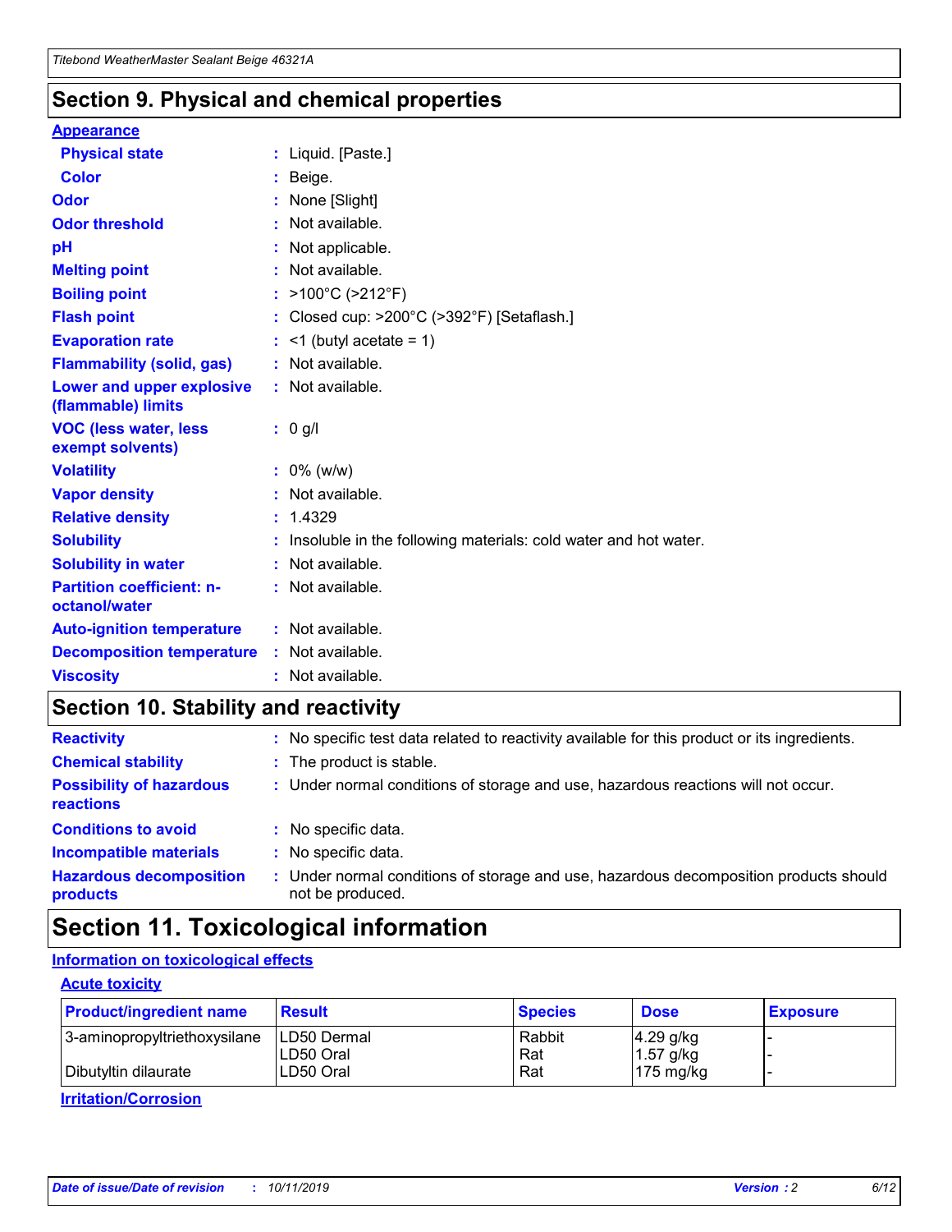## Section 9. Physical and chemical properties

**Appearance**

| | |
|---|---|
| **Physical state** | : Liquid. [Paste.] |
| **Color** | : Beige. |
| **Odor** | : None [Slight] |
| **Odor threshold** | : Not available. |
| **pH** | : Not applicable. |
| **Melting point** | : Not available. |
| **Boiling point** | : >100°C (>212°F) |
| **Flash point** | : Closed cup: >200°C (>392°F) [Setaflash.] |
| **Evaporation rate** | : <1 (butyl acetate = 1) |
| **Flammability (solid, gas)** | : Not available. |
| **Lower and upper explosive (flammable) limits** | : Not available. |
| **VOC (less water, less exempt solvents)** | : 0 g/l |
| **Volatility** | : 0% (w/w) |
| **Vapor density** | : Not available. |
| **Relative density** | : 1.4329 |
| **Solubility** | : Insoluble in the following materials: cold water and hot water. |
| **Solubility in water** | : Not available. |
| **Partition coefficient: n-octanol/water** | : Not available. |
| **Auto-ignition temperature** | : Not available. |
| **Decomposition temperature** | : Not available. |
| **Viscosity** | : Not available. |

## Section 10. Stability and reactivity

| | |
|---|---|
| **Reactivity** | : No specific test data related to reactivity available for this product or its ingredients. |
| **Chemical stability** | : The product is stable. |
| **Possibility of hazardous reactions** | : Under normal conditions of storage and use, hazardous reactions will not occur. |
| **Conditions to avoid** | : No specific data. |
| **Incompatible materials** | : No specific data. |
| **Hazardous decomposition products** | : Under normal conditions of storage and use, hazardous decomposition products should not be produced. |

## Section 11. Toxicological information

**Information on toxicological effects**

**Acute toxicity**

| Product/ingredient name | Result | Species | Dose | Exposure |
|---|---|---|---|---|
| 3-aminopropyltriethoxysilane | LD50 Dermal | Rabbit | 4.29 g/kg | - |
| | LD50 Oral | Rat | 1.57 g/kg | - |
| Dibutyltin dilaurate | LD50 Oral | Rat | 175 mg/kg | - |

**Irritation/Corrosion**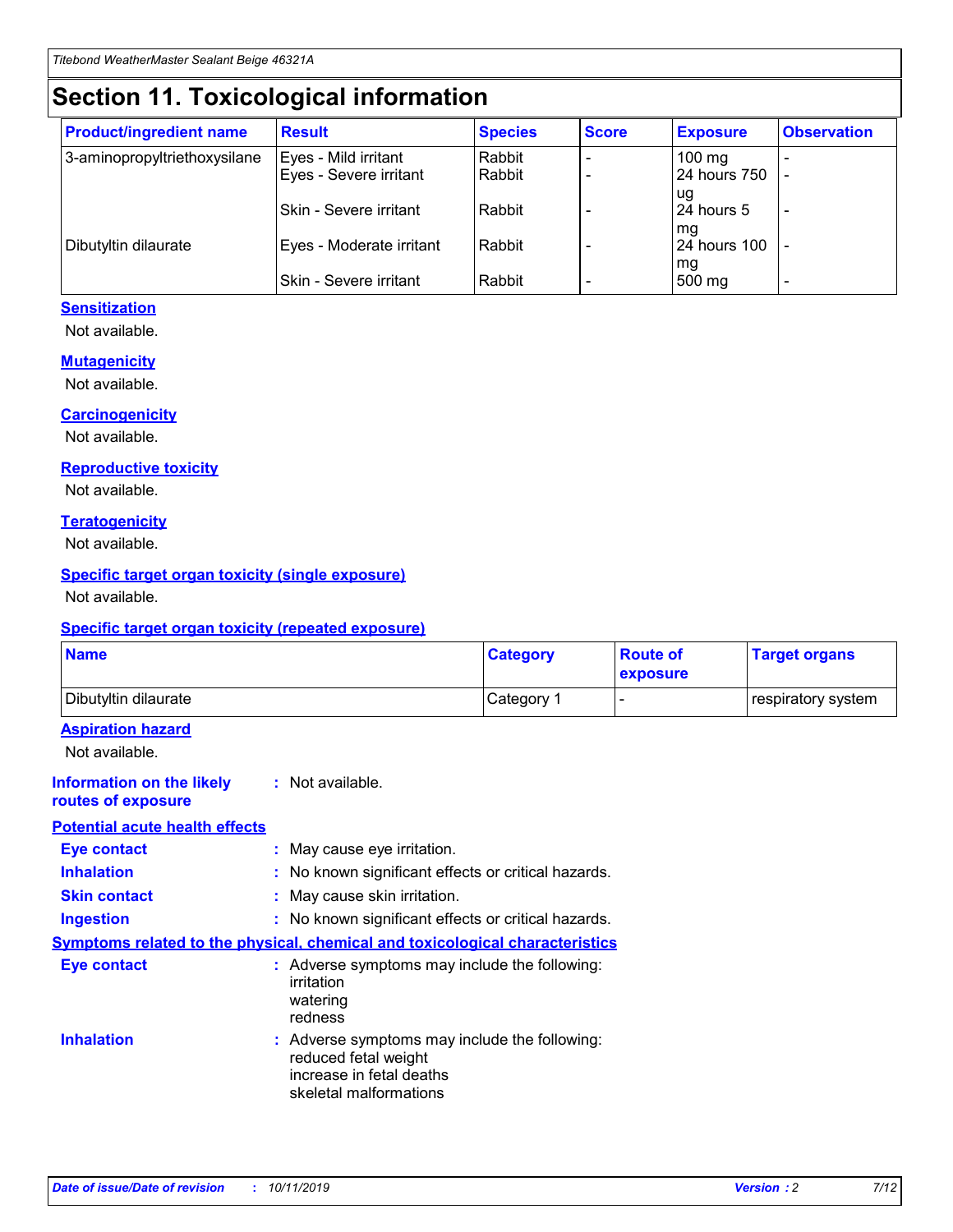# Section 11. Toxicological information

| Product/ingredient name | Result | Species | Score | Exposure | Observation |
|---|---|---|---|---|---|
| 3-aminopropyltriethoxysilane | Eyes - Mild irritant | Rabbit | - | 100 mg | - |
| | Eyes - Severe irritant | Rabbit | - | 24 hours 750 ug | - |
| | Skin - Severe irritant | Rabbit | - | 24 hours 5 mg | - |
| Dibutyltin dilaurate | Eyes - Moderate irritant | Rabbit | - | 24 hours 100 mg | - |
| | Skin - Severe irritant | Rabbit | - | 500 mg | - |

### Sensitization

Not available.

### Mutagenicity

Not available.

### Carcinogenicity

Not available.

### Reproductive toxicity

Not available.

### Teratogenicity

Not available.

### Specific target organ toxicity (single exposure)

Not available.

### Specific target organ toxicity (repeated exposure)

| Name | Category | Route of exposure | Target organs |
|---|---|---|---|
| Dibutyltin dilaurate | Category 1 | - | respiratory system |

### Aspiration hazard

Not available.

**Information on the likely routes of exposure** : Not available.

### Potential acute health effects

**Eye contact** : May cause eye irritation.

**Inhalation** : No known significant effects or critical hazards.

**Skin contact** : May cause skin irritation.

**Ingestion** : No known significant effects or critical hazards.

### Symptoms related to the physical, chemical and toxicological characteristics

**Eye contact** : Adverse symptoms may include the following:
irritation
watering
redness

**Inhalation** : Adverse symptoms may include the following:
reduced fetal weight
increase in fetal deaths
skeletal malformations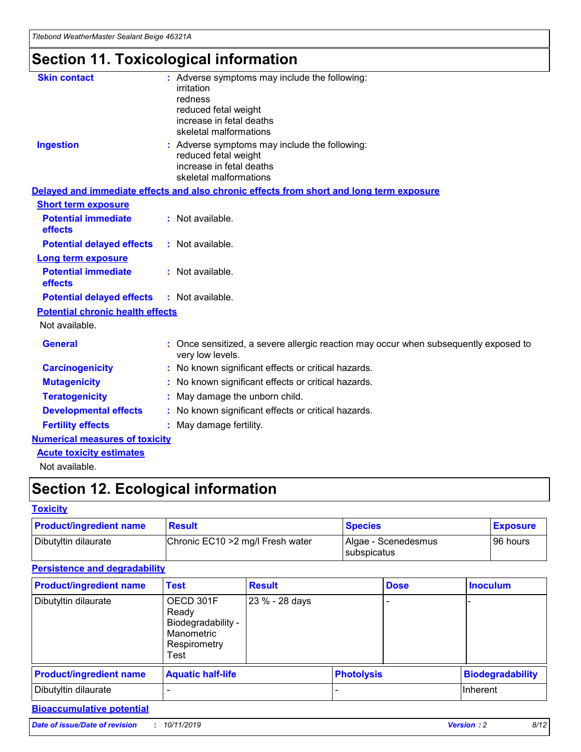# Section 11. Toxicological information

**Skin contact** : Adverse symptoms may include the following:
irritation
redness
reduced fetal weight
increase in fetal deaths
skeletal malformations

**Ingestion** : Adverse symptoms may include the following:
reduced fetal weight
increase in fetal deaths
skeletal malformations

## Delayed and immediate effects and also chronic effects from short and long term exposure

### Short term exposure

**Potential immediate effects** : Not available.

**Potential delayed effects** : Not available.

### Long term exposure

**Potential immediate effects** : Not available.

**Potential delayed effects** : Not available.

### Potential chronic health effects

Not available.

**General** : Once sensitized, a severe allergic reaction may occur when subsequently exposed to very low levels.

**Carcinogenicity** : No known significant effects or critical hazards.

**Mutagenicity** : No known significant effects or critical hazards.

**Teratogenicity** : May damage the unborn child.

**Developmental effects** : No known significant effects or critical hazards.

**Fertility effects** : May damage fertility.

## Numerical measures of toxicity

### Acute toxicity estimates

Not available.

# Section 12. Ecological information

## Toxicity

| Product/ingredient name | Result | Species | Exposure |
|---|---|---|---|
| Dibutyltin dilaurate | Chronic EC10 >2 mg/l Fresh water | Algae - Scenedesmus subspicatus | 96 hours |

## Persistence and degradability

| Product/ingredient name | Test | Result | Dose | Inoculum |
|---|---|---|---|---|
| Dibutyltin dilaurate | OECD 301F Ready Biodegradability - Manometric Respirometry Test | 23 % - 28 days | - | - |

| Product/ingredient name | Aquatic half-life | Photolysis | Biodegradability |
|---|---|---|---|
| Dibutyltin dilaurate | - | - | Inherent |

## Bioaccumulative potential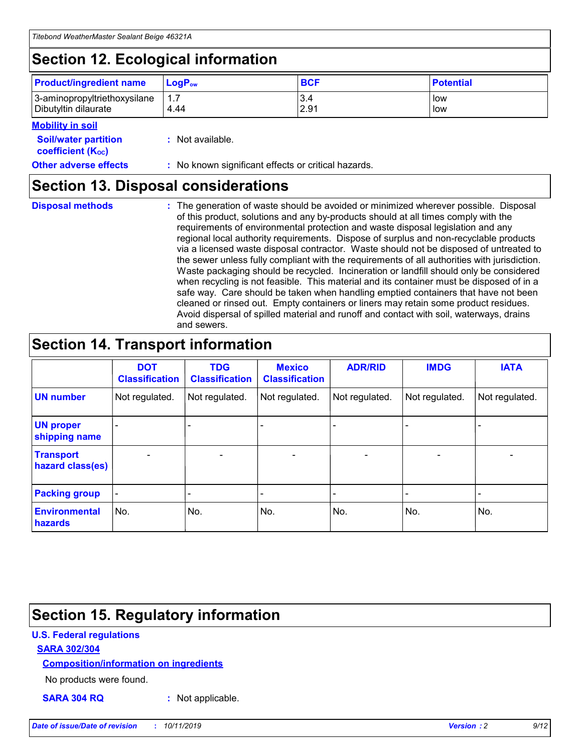## Section 12. Ecological information

| Product/ingredient name | $LogP_{ow}$ | BCF | Potential |
|---|---|---|---|
| 3-aminopropyltriethoxysilane | 1.7 | 3.4 | low |
| Dibutyltin dilaurate | 4.44 | 2.91 | low |

**Mobility in soil**

**Soil/water partition coefficient ($K_{OC}$)** : Not available.

**Other adverse effects** : No known significant effects or critical hazards.

## Section 13. Disposal considerations

**Disposal methods** : The generation of waste should be avoided or minimized wherever possible. Disposal of this product, solutions and any by-products should at all times comply with the requirements of environmental protection and waste disposal legislation and any regional local authority requirements. Dispose of surplus and non-recyclable products via a licensed waste disposal contractor. Waste should not be disposed of untreated to the sewer unless fully compliant with the requirements of all authorities with jurisdiction. Waste packaging should be recycled. Incineration or landfill should only be considered when recycling is not feasible. This material and its container must be disposed of in a safe way. Care should be taken when handling emptied containers that have not been cleaned or rinsed out. Empty containers or liners may retain some product residues. Avoid dispersal of spilled material and runoff and contact with soil, waterways, drains and sewers.

## Section 14. Transport information

| | DOT Classification | TDG Classification | Mexico Classification | ADR/RID | IMDG | IATA |
|---|---|---|---|---|---|---|
| UN number | Not regulated. | Not regulated. | Not regulated. | Not regulated. | Not regulated. | Not regulated. |
| UN proper shipping name | - | - | - | - | - | - |
| Transport hazard class(es) | - | - | - | - | - | - |
| Packing group | - | - | - | - | - | - |
| Environmental hazards | No. | No. | No. | No. | No. | No. |

## Section 15. Regulatory information

**U.S. Federal regulations**

**SARA 302/304**

**Composition/information on ingredients**

No products were found.

**SARA 304 RQ** : Not applicable.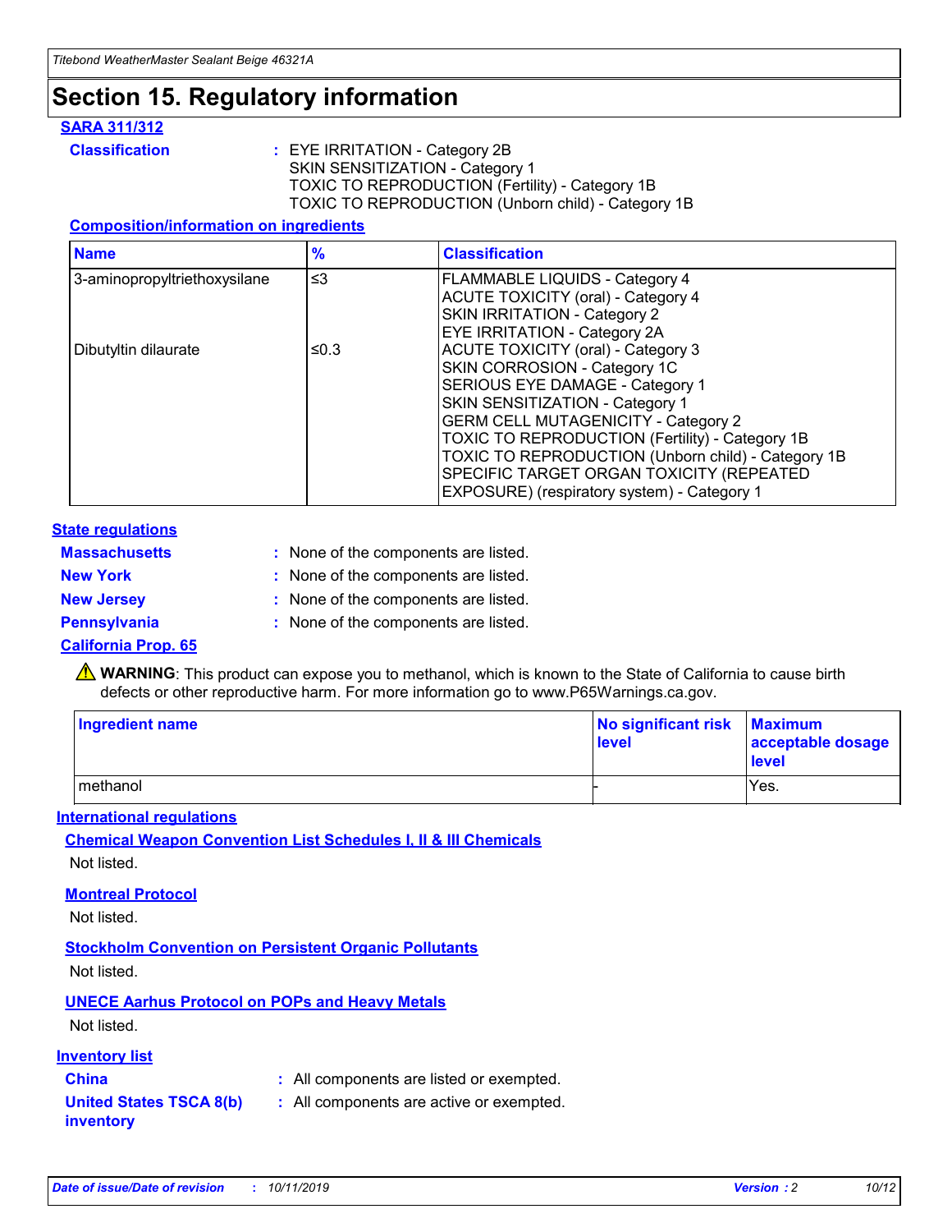# Section 15. Regulatory information

**SARA 311/312**

**Classification** : EYE IRRITATION - Category 2B
SKIN SENSITIZATION - Category 1
TOXIC TO REPRODUCTION (Fertility) - Category 1B
TOXIC TO REPRODUCTION (Unborn child) - Category 1B

**Composition/information on ingredients**

| Name | % | Classification |
|---|---|---|
| 3-aminopropyltriethoxysilane | ≤3 | FLAMMABLE LIQUIDS - Category 4<br>ACUTE TOXICITY (oral) - Category 4<br>SKIN IRRITATION - Category 2<br>EYE IRRITATION - Category 2A |
| Dibutyltin dilaurate | ≤0.3 | ACUTE TOXICITY (oral) - Category 3<br>SKIN CORROSION - Category 1C<br>SERIOUS EYE DAMAGE - Category 1<br>SKIN SENSITIZATION - Category 1<br>GERM CELL MUTAGENICITY - Category 2<br>TOXIC TO REPRODUCTION (Fertility) - Category 1B<br>TOXIC TO REPRODUCTION (Unborn child) - Category 1B<br>SPECIFIC TARGET ORGAN TOXICITY (REPEATED EXPOSURE) (respiratory system) - Category 1 |

**State regulations**

**Massachusetts** : None of the components are listed.

**New York** : None of the components are listed.

**New Jersey** : None of the components are listed.

**Pennsylvania** : None of the components are listed.

**California Prop. 65**

⚠ **WARNING**: This product can expose you to methanol, which is known to the State of California to cause birth defects or other reproductive harm. For more information go to www.P65Warnings.ca.gov.

| Ingredient name | No significant risk level | Maximum acceptable dosage level |
|---|---|---|
| methanol | - | Yes. |

**International regulations**

**Chemical Weapon Convention List Schedules I, II & III Chemicals**

Not listed.

**Montreal Protocol**

Not listed.

**Stockholm Convention on Persistent Organic Pollutants**

Not listed.

**UNECE Aarhus Protocol on POPs and Heavy Metals**

Not listed.

**Inventory list**

**China** : All components are listed or exempted.

**United States TSCA 8(b) inventory** : All components are active or exempted.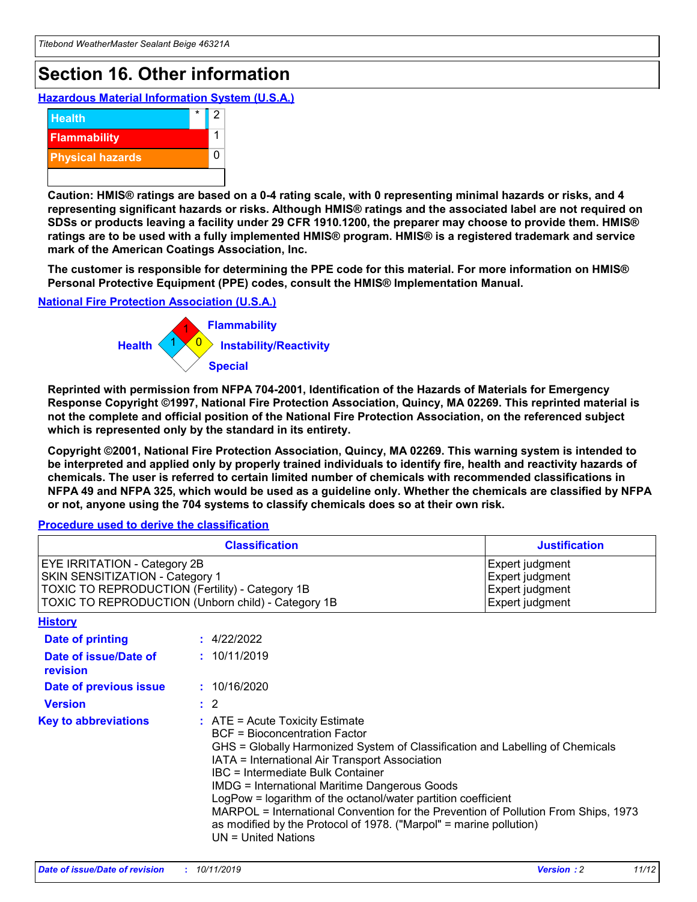# Section 16. Other information

## Hazardous Material Information System (U.S.A.)

| | | |
|---|---|---|
| Health | * | 2 |
| Flammability | | 1 |
| Physical hazards | | 0 |

**Caution: HMIS® ratings are based on a 0-4 rating scale, with 0 representing minimal hazards or risks, and 4 representing significant hazards or risks. Although HMIS® ratings and the associated label are not required on SDSs or products leaving a facility under 29 CFR 1910.1200, the preparer may choose to provide them. HMIS® ratings are to be used with a fully implemented HMIS® program. HMIS® is a registered trademark and service mark of the American Coatings Association, Inc.**

**The customer is responsible for determining the PPE code for this material. For more information on HMIS® Personal Protective Equipment (PPE) codes, consult the HMIS® Implementation Manual.**

## National Fire Protection Association (U.S.A.)

Health: 1
Flammability: 1
Instability/Reactivity: 0
Special:

**Reprinted with permission from NFPA 704-2001, Identification of the Hazards of Materials for Emergency Response Copyright ©1997, National Fire Protection Association, Quincy, MA 02269. This reprinted material is not the complete and official position of the National Fire Protection Association, on the referenced subject which is represented only by the standard in its entirety.**

**Copyright ©2001, National Fire Protection Association, Quincy, MA 02269. This warning system is intended to be interpreted and applied only by properly trained individuals to identify fire, health and reactivity hazards of chemicals. The user is referred to certain limited number of chemicals with recommended classifications in NFPA 49 and NFPA 325, which would be used as a guideline only. Whether the chemicals are classified by NFPA or not, anyone using the 704 systems to classify chemicals does so at their own risk.**

## Procedure used to derive the classification

| Classification | Justification |
|---|---|
| EYE IRRITATION - Category 2B | Expert judgment |
| SKIN SENSITIZATION - Category 1 | Expert judgment |
| TOXIC TO REPRODUCTION (Fertility) - Category 1B | Expert judgment |
| TOXIC TO REPRODUCTION (Unborn child) - Category 1B | Expert judgment |

## History

**Date of printing** : 4/22/2022

**Date of issue/Date of revision** : 10/11/2019

**Date of previous issue** : 10/16/2020

**Version** : 2

**Key to abbreviations** :
ATE = Acute Toxicity Estimate
BCF = Bioconcentration Factor
GHS = Globally Harmonized System of Classification and Labelling of Chemicals
IATA = International Air Transport Association
IBC = Intermediate Bulk Container
IMDG = International Maritime Dangerous Goods
LogPow = logarithm of the octanol/water partition coefficient
MARPOL = International Convention for the Prevention of Pollution From Ships, 1973 as modified by the Protocol of 1978. ("Marpol" = marine pollution)
UN = United Nations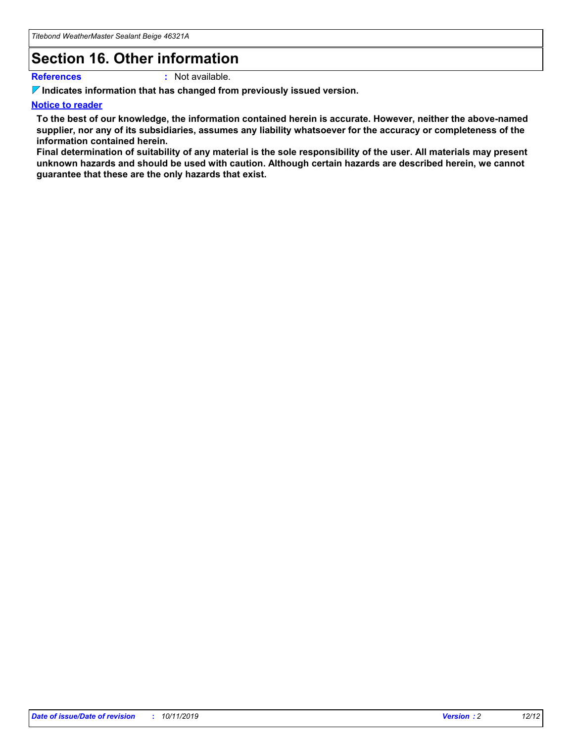# Section 16. Other information

**References** : Not available.

**Indicates information that has changed from previously issued version.**

**Notice to reader**

**To the best of our knowledge, the information contained herein is accurate. However, neither the above-named supplier, nor any of its subsidiaries, assumes any liability whatsoever for the accuracy or completeness of the information contained herein.**

**Final determination of suitability of any material is the sole responsibility of the user. All materials may present unknown hazards and should be used with caution. Although certain hazards are described herein, we cannot guarantee that these are the only hazards that exist.**